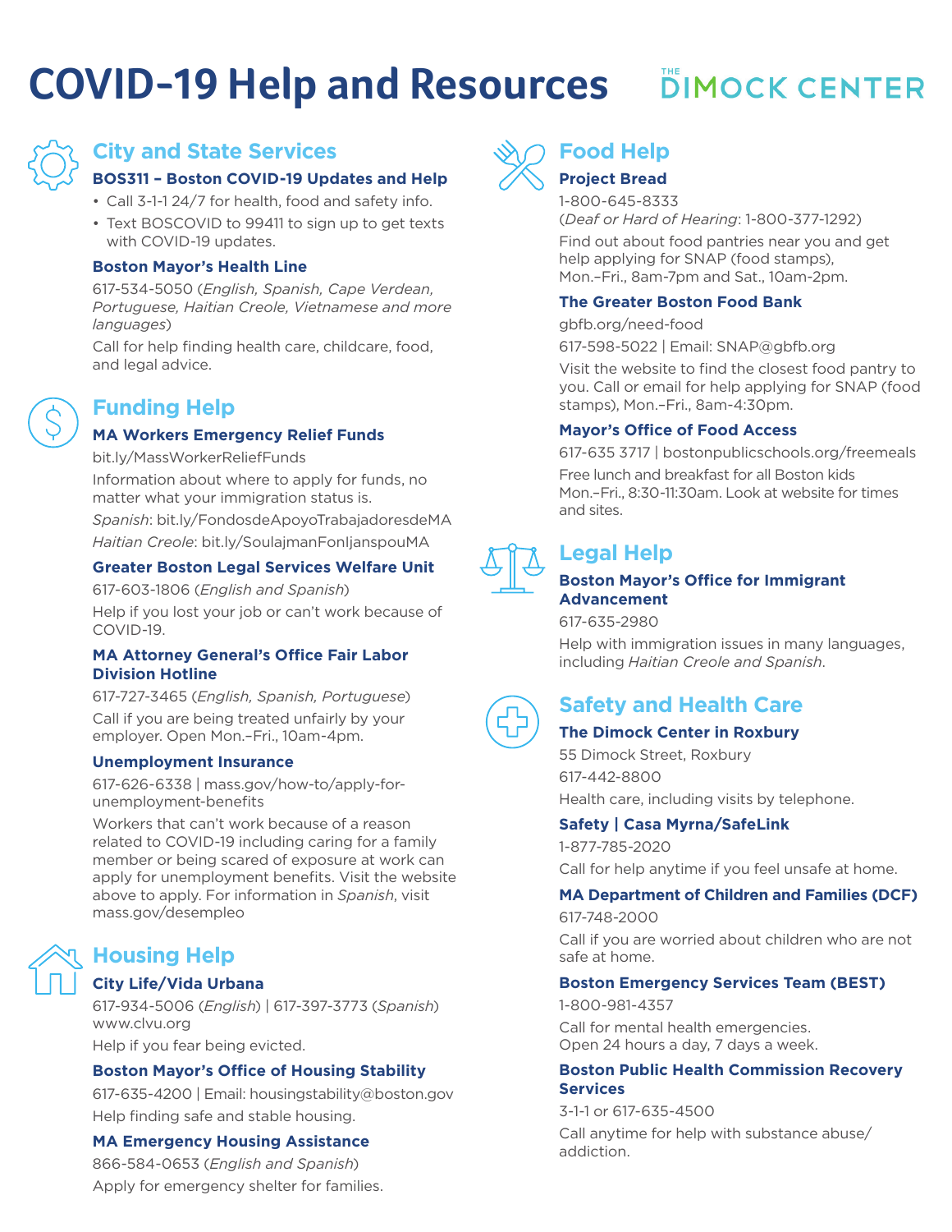# COVID-19 Help and Resources

THE DIMOCK CENTER

## City and State Services

### BOS311 – Boston COVID-19 Updates and Help

- Call 3-1-1 24/7 for health, food and safety info.
- Text BOSCOVID to 99411 to sign up to get texts with COVID-19 updates.

### Boston Mayor's Health Line

617-534-5050 (*English, Spanish, Cape Verdean, Portuguese, Haitian Creole, Vietnamese and more languages*)

Call for help finding health care, childcare, food, and legal advice.

## Funding Help

### MA Workers Emergency Relief Funds

bit.ly/MassWorkerReliefFunds

Information about where to apply for funds, no matter what your immigration status is.

*Spanish*: bit.ly/FondosdeApoyoTrabajadoresdeMA

*Haitian Creole*: bit.ly/SoulajmanFonIjanspouMA

### Greater Boston Legal Services Welfare Unit

617-603-1806 (*English and Spanish*)

Help if you lost your job or can't work because of COVID-19.

### MA Attorney General's Office Fair Labor Division Hotline

617-727-3465 (*English, Spanish, Portuguese*)

Call if you are being treated unfairly by your employer. Open Mon.–Fri., 10am-4pm.

### Unemployment Insurance

617-626-6338 | mass.gov/how-to/apply-for-unemployment-benefits

Workers that can't work because of a reason related to COVID-19 including caring for a family member or being scared of exposure at work can apply for unemployment benefits. Visit the website above to apply. For information in *Spanish*, visit mass.gov/desempleo

## Housing Help

### City Life/Vida Urbana

617-934-5006 (*English*) | 617-397-3773 (*Spanish*)
www.clvu.org

Help if you fear being evicted.

### Boston Mayor's Office of Housing Stability

617-635-4200 | Email: housingstability@boston.gov

Help finding safe and stable housing.

### MA Emergency Housing Assistance

866-584-0653 (*English and Spanish*)

Apply for emergency shelter for families.

## Food Help

### Project Bread

1-800-645-8333
(*Deaf or Hard of Hearing*: 1-800-377-1292)

Find out about food pantries near you and get help applying for SNAP (food stamps), Mon.–Fri., 8am-7pm and Sat., 10am-2pm.

### The Greater Boston Food Bank

gbfb.org/need-food

617-598-5022 | Email: SNAP@gbfb.org

Visit the website to find the closest food pantry to you. Call or email for help applying for SNAP (food stamps), Mon.–Fri., 8am-4:30pm.

### Mayor's Office of Food Access

617-635 3717 | bostonpublicschools.org/freemeals

Free lunch and breakfast for all Boston kids Mon.–Fri., 8:30-11:30am. Look at website for times and sites.

## Legal Help

### Boston Mayor's Office for Immigrant Advancement

617-635-2980

Help with immigration issues in many languages, including *Haitian Creole and Spanish*.

## Safety and Health Care

### The Dimock Center in Roxbury

55 Dimock Street, Roxbury

617-442-8800

Health care, including visits by telephone.

### Safety | Casa Myrna/SafeLink

1-877-785-2020

Call for help anytime if you feel unsafe at home.

### MA Department of Children and Families (DCF)

617-748-2000

Call if you are worried about children who are not safe at home.

### Boston Emergency Services Team (BEST)

1-800-981-4357

Call for mental health emergencies.
Open 24 hours a day, 7 days a week.

### Boston Public Health Commission Recovery Services

3-1-1 or 617-635-4500

Call anytime for help with substance abuse/addiction.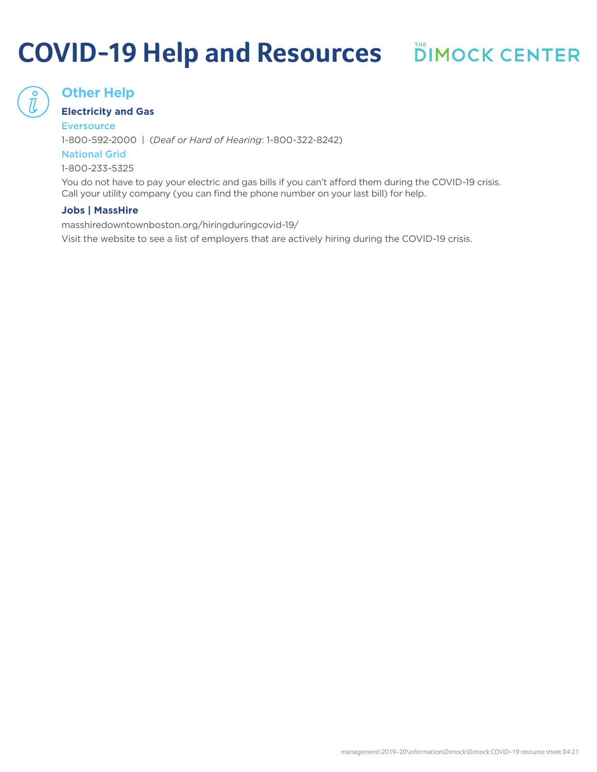# COVID-19 Help and Resources

THE DIMOCK CENTER

## Other Help

### Electricity and Gas

**Eversource**

1-800-592-2000 | (*Deaf or Hard of Hearing*: 1-800-322-8242)

**National Grid**

1-800-233-5325

You do not have to pay your electric and gas bills if you can't afford them during the COVID-19 crisis. Call your utility company (you can find the phone number on your last bill) for help.

### Jobs | MassHire

masshiredowntownboston.org/hiringduringcovid-19/

Visit the website to see a list of employers that are actively hiring during the COVID-19 crisis.

management\2019-20\information\Dimock\Dimock COVID-19 resource sheet 04 21